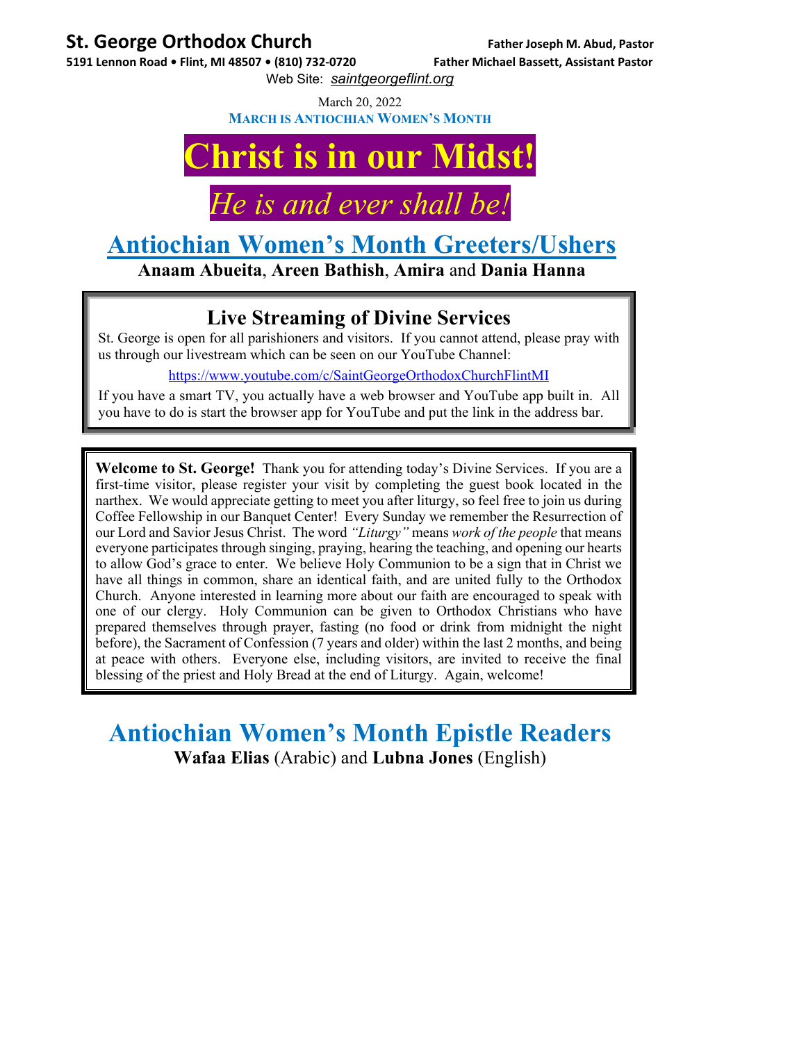**St. George Orthodox Church**

**5191 Lennon Road • Flint, MI 48507 • (810) 732-0720**

**Father Joseph M. Abud, Pastor**

**Father Michael Bassett, Assistant Pastor**

Web Site: *saintgeorgeflint.org*

March 20, 2022

**MARCH IS ANTIOCHIAN WOMEN'S MONTH**

# Christ is in our Midst!

## *He is and ever shall be!*

## Antiochian Women's Month Greeters/Ushers

**Anaam Abueita**, **Areen Bathish**, **Amira** and **Dania Hanna**

### Live Streaming of Divine Services

St. George is open for all parishioners and visitors. If you cannot attend, please pray with us through our livestream which can be seen on our YouTube Channel:

https://www.youtube.com/c/SaintGeorgeOrthodoxChurchFlintMI

If you have a smart TV, you actually have a web browser and YouTube app built in. All you have to do is start the browser app for YouTube and put the link in the address bar.

**Welcome to St. George!** Thank you for attending today's Divine Services. If you are a first-time visitor, please register your visit by completing the guest book located in the narthex. We would appreciate getting to meet you after liturgy, so feel free to join us during Coffee Fellowship in our Banquet Center! Every Sunday we remember the Resurrection of our Lord and Savior Jesus Christ. The word *"Liturgy"* means *work of the people* that means everyone participates through singing, praying, hearing the teaching, and opening our hearts to allow God's grace to enter. We believe Holy Communion to be a sign that in Christ we have all things in common, share an identical faith, and are united fully to the Orthodox Church. Anyone interested in learning more about our faith are encouraged to speak with one of our clergy. Holy Communion can be given to Orthodox Christians who have prepared themselves through prayer, fasting (no food or drink from midnight the night before), the Sacrament of Confession (7 years and older) within the last 2 months, and being at peace with others. Everyone else, including visitors, are invited to receive the final blessing of the priest and Holy Bread at the end of Liturgy. Again, welcome!

## Antiochian Women's Month Epistle Readers

**Wafaa Elias** (Arabic) and **Lubna Jones** (English)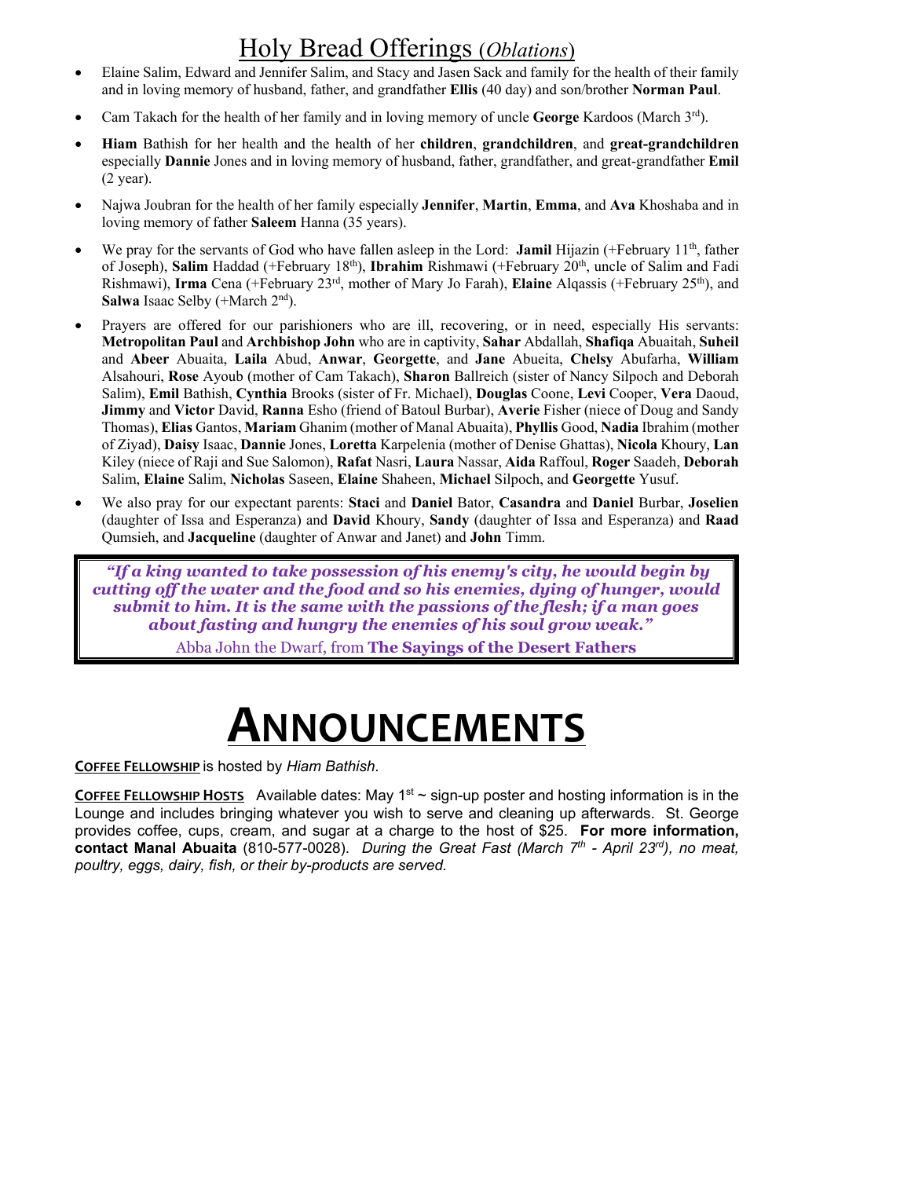## Holy Bread Offerings (*Oblations*)

- Elaine Salim, Edward and Jennifer Salim, and Stacy and Jasen Sack and family for the health of their family and in loving memory of husband, father, and grandfather **Ellis** (40 day) and son/brother **Norman Paul**.
- Cam Takach for the health of her family and in loving memory of uncle **George** Kardoos (March 3rd).
- **Hiam** Bathish for her health and the health of her **children**, **grandchildren**, and **great-grandchildren** especially **Dannie** Jones and in loving memory of husband, father, grandfather, and great-grandfather **Emil** (2 year).
- Najwa Joubran for the health of her family especially **Jennifer**, **Martin**, **Emma**, and **Ava** Khoshaba and in loving memory of father **Saleem** Hanna (35 years).
- We pray for the servants of God who have fallen asleep in the Lord: **Jamil** Hijazin (+February 11th, father of Joseph), **Salim** Haddad (+February 18th), **Ibrahim** Rishmawi (+February 20th, uncle of Salim and Fadi Rishmawi), **Irma** Cena (+February 23rd, mother of Mary Jo Farah), **Elaine** Alqassis (+February 25th), and **Salwa** Isaac Selby (+March 2nd).
- Prayers are offered for our parishioners who are ill, recovering, or in need, especially His servants: **Metropolitan Paul** and **Archbishop John** who are in captivity, **Sahar** Abdallah, **Shafiqa** Abuaitah, **Suheil** and **Abeer** Abuaita, **Laila** Abud, **Anwar**, **Georgette**, and **Jane** Abueita, **Chelsy** Abufarha, **William** Alsahouri, **Rose** Ayoub (mother of Cam Takach), **Sharon** Ballreich (sister of Nancy Silpoch and Deborah Salim), **Emil** Bathish, **Cynthia** Brooks (sister of Fr. Michael), **Douglas** Coone, **Levi** Cooper, **Vera** Daoud, **Jimmy** and **Victor** David, **Ranna** Esho (friend of Batoul Burbar), **Averie** Fisher (niece of Doug and Sandy Thomas), **Elias** Gantos, **Mariam** Ghanim (mother of Manal Abuaita), **Phyllis** Good, **Nadia** Ibrahim (mother of Ziyad), **Daisy** Isaac, **Dannie** Jones, **Loretta** Karpelenia (mother of Denise Ghattas), **Nicola** Khoury, **Lan** Kiley (niece of Raji and Sue Salomon), **Rafat** Nasri, **Laura** Nassar, **Aida** Raffoul, **Roger** Saadeh, **Deborah** Salim, **Elaine** Salim, **Nicholas** Saseen, **Elaine** Shaheen, **Michael** Silpoch, and **Georgette** Yusuf.
- We also pray for our expectant parents: **Staci** and **Daniel** Bator, **Casandra** and **Daniel** Burbar, **Joselien** (daughter of Issa and Esperanza) and **David** Khoury, **Sandy** (daughter of Issa and Esperanza) and **Raad** Qumsieh, and **Jacqueline** (daughter of Anwar and Janet) and **John** Timm.

> ***"If a king wanted to take possession of his enemy's city, he would begin by cutting off the water and the food and so his enemies, dying of hunger, would submit to him. It is the same with the passions of the flesh; if a man goes about fasting and hungry the enemies of his soul grow weak."***
>
> Abba John the Dwarf, from **The Sayings of the Desert Fathers**

# ANNOUNCEMENTS

**COFFEE FELLOWSHIP** is hosted by *Hiam Bathish*.

**COFFEE FELLOWSHIP HOSTS** Available dates: May 1st ~ sign-up poster and hosting information is in the Lounge and includes bringing whatever you wish to serve and cleaning up afterwards. St. George provides coffee, cups, cream, and sugar at a charge to the host of $25. **For more information, contact Manal Abuaita** (810-577-0028). *During the Great Fast (March 7th - April 23rd), no meat, poultry, eggs, dairy, fish, or their by-products are served.*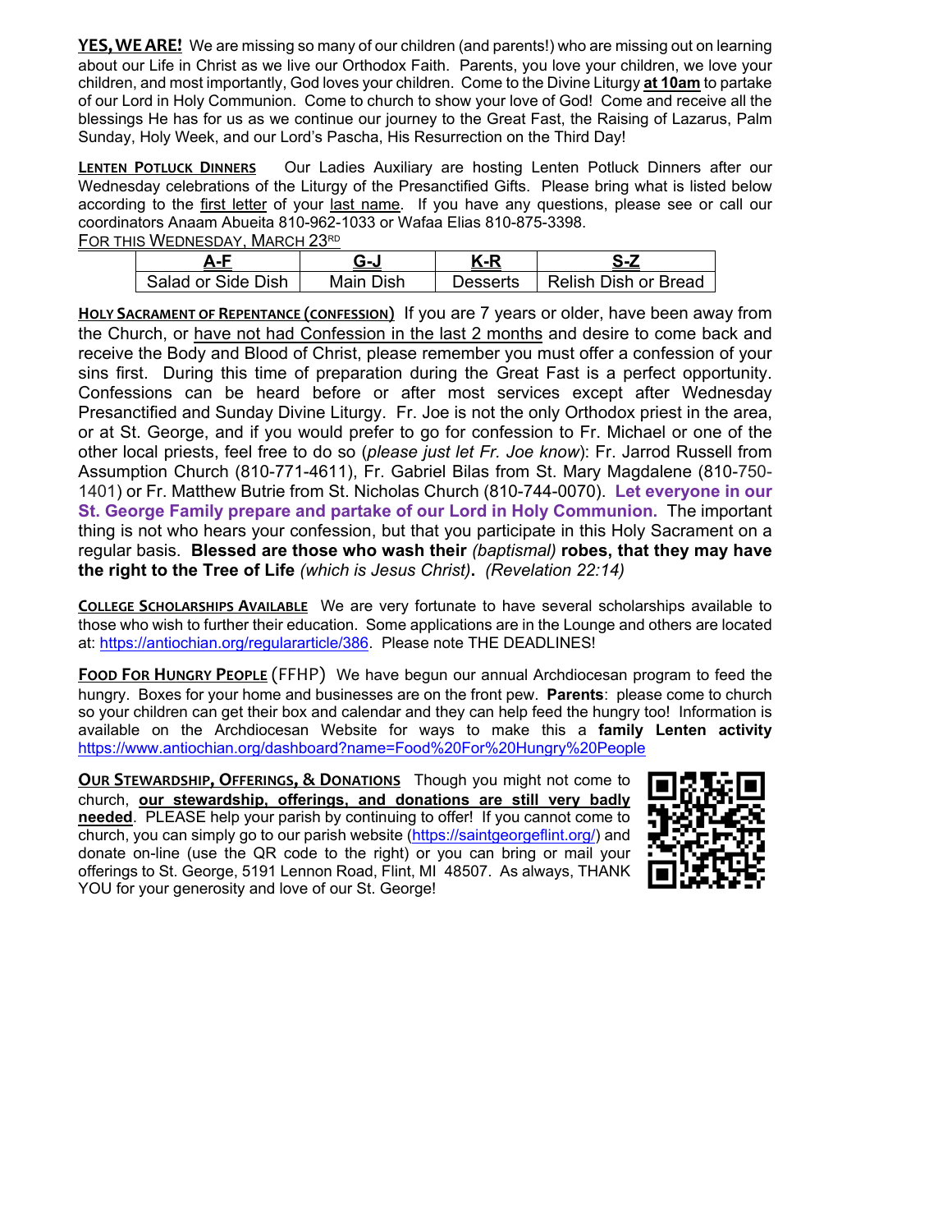**YES, WE ARE!** We are missing so many of our children (and parents!) who are missing out on learning about our Life in Christ as we live our Orthodox Faith. Parents, you love your children, we love your children, and most importantly, God loves your children. Come to the Divine Liturgy **at 10am** to partake of our Lord in Holy Communion. Come to church to show your love of God! Come and receive all the blessings He has for us as we continue our journey to the Great Fast, the Raising of Lazarus, Palm Sunday, Holy Week, and our Lord's Pascha, His Resurrection on the Third Day!

**LENTEN POTLUCK DINNERS** Our Ladies Auxiliary are hosting Lenten Potluck Dinners after our Wednesday celebrations of the Liturgy of the Presanctified Gifts. Please bring what is listed below according to the first letter of your last name. If you have any questions, please see or call our coordinators Anaam Abueita 810-962-1033 or Wafaa Elias 810-875-3398.

FOR THIS WEDNESDAY, MARCH 23RD

| A-F | G-J | K-R | S-Z |
|---|---|---|---|
| Salad or Side Dish | Main Dish | Desserts | Relish Dish or Bread |

**HOLY SACRAMENT OF REPENTANCE (CONFESSION)** If you are 7 years or older, have been away from the Church, or have not had Confession in the last 2 months and desire to come back and receive the Body and Blood of Christ, please remember you must offer a confession of your sins first. During this time of preparation during the Great Fast is a perfect opportunity. Confessions can be heard before or after most services except after Wednesday Presanctified and Sunday Divine Liturgy. Fr. Joe is not the only Orthodox priest in the area, or at St. George, and if you would prefer to go for confession to Fr. Michael or one of the other local priests, feel free to do so (*please just let Fr. Joe know*): Fr. Jarrod Russell from Assumption Church (810-771-4611), Fr. Gabriel Bilas from St. Mary Magdalene (810-750-1401) or Fr. Matthew Butrie from St. Nicholas Church (810-744-0070). **Let everyone in our St. George Family prepare and partake of our Lord in Holy Communion.** The important thing is not who hears your confession, but that you participate in this Holy Sacrament on a regular basis. **Blessed are those who wash their** *(baptismal)* **robes, that they may have the right to the Tree of Life** *(which is Jesus Christ)*. *(Revelation 22:14)*

**COLLEGE SCHOLARSHIPS AVAILABLE** We are very fortunate to have several scholarships available to those who wish to further their education. Some applications are in the Lounge and others are located at: https://antiochian.org/regulararticle/386. Please note THE DEADLINES!

**FOOD FOR HUNGRY PEOPLE** (FFHP) We have begun our annual Archdiocesan program to feed the hungry. Boxes for your home and businesses are on the front pew. **Parents**: please come to church so your children can get their box and calendar and they can help feed the hungry too! Information is available on the Archdiocesan Website for ways to make this a **family Lenten activity** https://www.antiochian.org/dashboard?name=Food%20For%20Hungry%20People

**OUR STEWARDSHIP, OFFERINGS, & DONATIONS** Though you might not come to church, **our stewardship, offerings, and donations are still very badly needed**. PLEASE help your parish by continuing to offer! If you cannot come to church, you can simply go to our parish website (https://saintgeorgeflint.org/) and donate on-line (use the QR code to the right) or you can bring or mail your offerings to St. George, 5191 Lennon Road, Flint, MI 48507. As always, THANK YOU for your generosity and love of our St. George!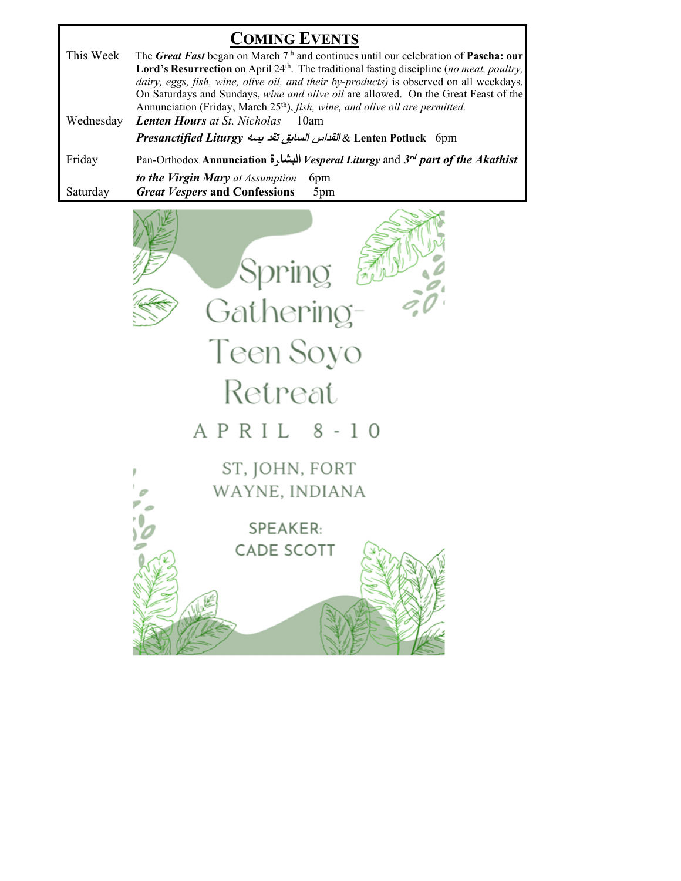## COMING EVENTS

| | |
|---|---|
| This Week | The ***Great Fast*** began on March 7th and continues until our celebration of **Pascha: our Lord's Resurrection** on April 24th. The traditional fasting discipline (*no meat, poultry, dairy, eggs, fish, wine, olive oil, and their by-products)* is observed on all weekdays. On Saturdays and Sundays, *wine and olive oil* are allowed. On the Great Feast of the Annunciation (Friday, March 25th), *fish, wine, and olive oil are permitted.* |
| Wednesday | ***Lenten Hours*** *at St. Nicholas* 10am |
| | ***Presanctified Liturgy*** ***القداس السابق تقد يسه*** & **Lenten Potluck** 6pm |
| Friday | Pan-Orthodox **Annunciation البشارة** ***Vesperal Liturgy*** and ***3rd part of the Akathist to the Virgin Mary*** *at Assumption* 6pm |
| Saturday | ***Great Vespers*** **and Confessions** 5pm |

Spring Gathering- Teen Soyo Retreat

APRIL 8-10

ST, JOHN, FORT WAYNE, INDIANA

SPEAKER: CADE SCOTT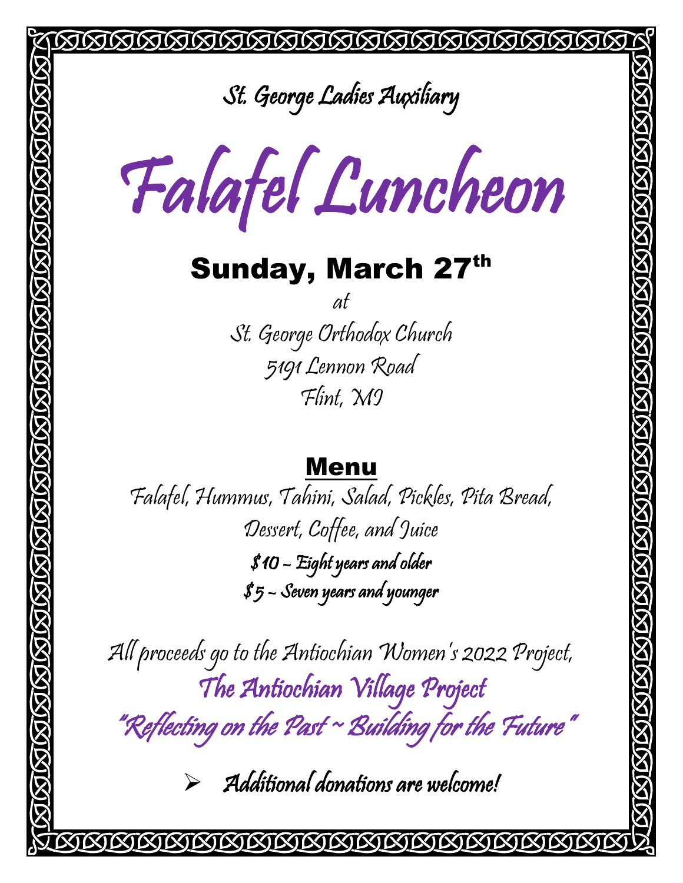St. George Ladies Auxiliary

# Falafel Luncheon

## Sunday, March 27th

at

St. George Orthodox Church
5191 Lennon Road
Flint, MI

## Menu

Falafel, Hummus, Tahini, Salad, Pickles, Pita Bread,
Dessert, Coffee, and Juice

**$10 – Eight years and older**
**$5 – Seven years and younger**

All proceeds go to the Antiochian Women's 2022 Project,
The Antiochian Village Project
"Reflecting on the Past ~ Building for the Future"

- Additional donations are welcome!